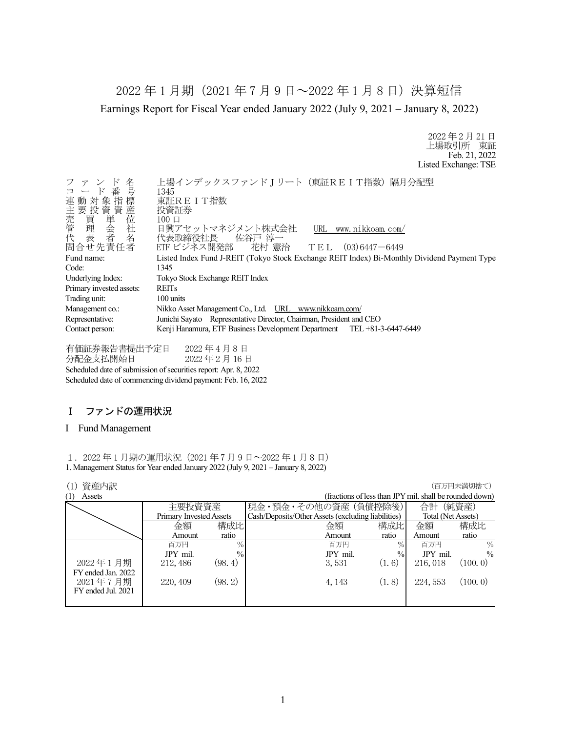# 2022 年 1 月期（2021 年 7 月 9 日～2022 年 1 月 8 日）決算短信

Earnings Report for Fiscal Year ended January 2022 (July 9, 2021 – January 8, 2022)

2022 年 2 月 21 日
上場取引所　東証
Feb. 21, 2022
Listed Exchange: TSE

| | |
|---|---|
| ファンド名 | 上場インデックスファンドＪリート（東証ＲＥＩＴ指数）隔月分配型 |
| コード番号 | 1345 |
| 連動対象指標 | 東証ＲＥＩＴ指数 |
| 主要投資資産 | 投資証券 |
| 売買単位 | 100 口 |
| 管理会社 | 日興アセットマネジメント株式会社　URL　www.nikkoam.com/ |
| 代表者名 | 代表取締役社長　佐谷戸 淳一 |
| 問合せ先責任者 | ETF ビジネス開発部　花村 憲治　ＴＥＬ　(03)6447－6449 |
| Fund name: | Listed Index Fund J-REIT (Tokyo Stock Exchange REIT Index) Bi-Monthly Dividend Payment Type |
| Code: | 1345 |
| Underlying Index: | Tokyo Stock Exchange REIT Index |
| Primary invested assets: | REITs |
| Trading unit: | 100 units |
| Management co.: | Nikko Asset Management Co., Ltd.　URL　www.nikkoam.com/ |
| Representative: | Junichi Sayato　Representative Director, Chairman, President and CEO |
| Contact person: | Kenji Hanamura, ETF Business Development Department　TEL +81-3-6447-6449 |

有価証券報告書提出予定日　2022 年 4 月 8 日
分配金支払開始日　2022 年 2 月 16 日
Scheduled date of submission of securities report: Apr. 8, 2022
Scheduled date of commencing dividend payment: Feb. 16, 2022

## Ⅰ　ファンドの運用状況

## I　Fund Management

１．2022 年 1 月期の運用状況（2021 年 7 月 9 日～2022 年 1 月 8 日）
1. Management Status for Year ended January 2022 (July 9, 2021 – January 8, 2022)

(1) 資産内訳　（百万円未満切捨て）
(1) Assets　(fractions of less than JPY mil. shall be rounded down)

| | 主要投資資産 Primary Invested Assets | | 現金・預金・その他の資産（負債控除後） Cash/Deposits/Other Assets (excluding liabilities) | | 合計（純資産） Total (Net Assets) | |
|---|---|---|---|---|---|---|
| | 金額 Amount | 構成比 ratio | 金額 Amount | 構成比 ratio | 金額 Amount | 構成比 ratio |
| | 百万円 JPY mil. | % | 百万円 JPY mil. | % | 百万円 JPY mil. | % |
| 2022 年 1 月期 FY ended Jan. 2022 | 212,486 | (98.4) | 3,531 | (1.6) | 216,018 | (100.0) |
| 2021 年 7 月期 FY ended Jul. 2021 | 220,409 | (98.2) | 4,143 | (1.8) | 224,553 | (100.0) |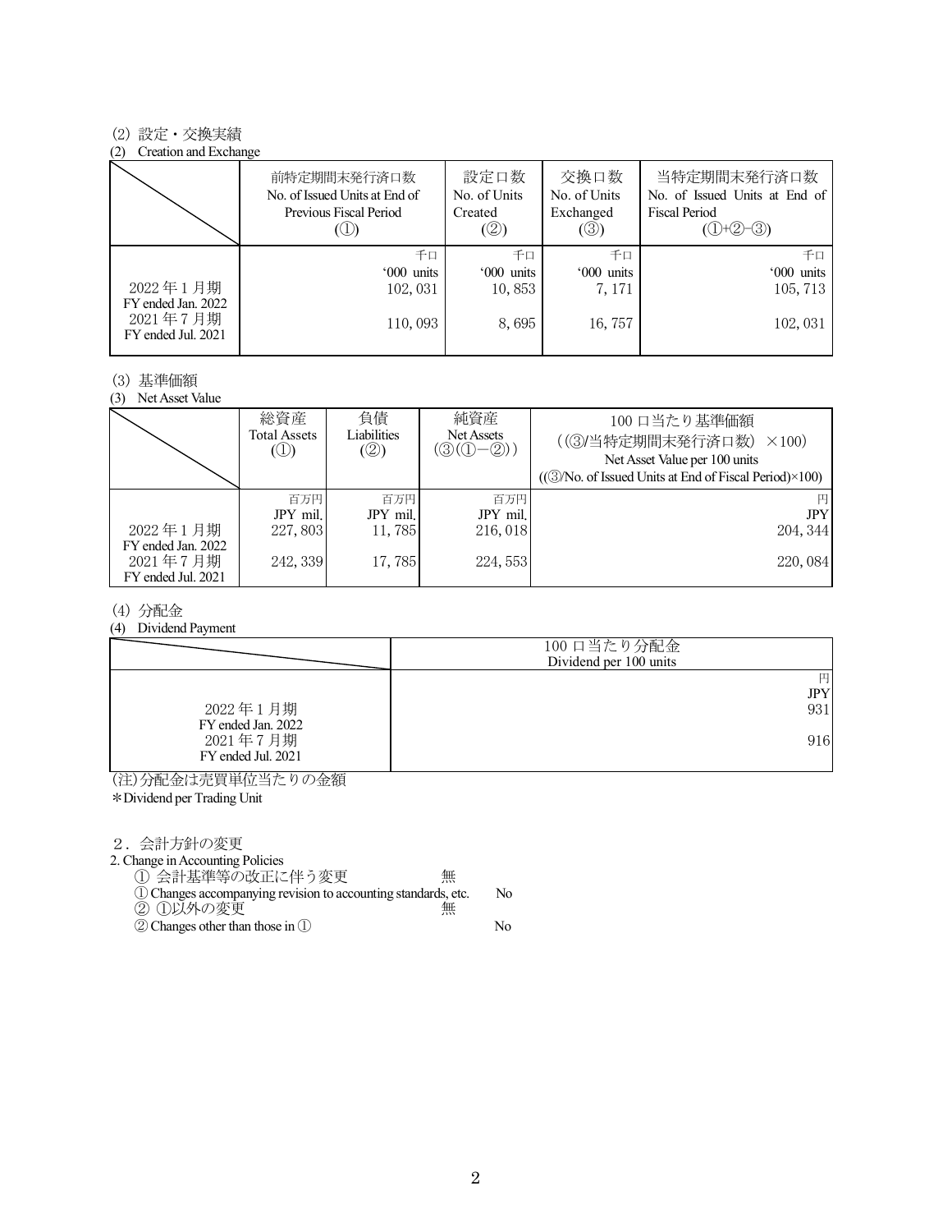(2) 設定・交換実績

(2) Creation and Exchange

| | 前特定期間末発行済口数<br>No. of Issued Units at End of Previous Fiscal Period<br>(①) | 設定口数<br>No. of Units Created<br>(②) | 交換口数<br>No. of Units Exchanged<br>(③) | 当特定期間末発行済口数<br>No. of Issued Units at End of Fiscal Period<br>(①+②−③) |
|---|---|---|---|---|
| | 千口<br>'000 units | 千口<br>'000 units | 千口<br>'000 units | 千口<br>'000 units |
| 2022 年 1 月期<br>FY ended Jan. 2022 | 102, 031 | 10, 853 | 7, 171 | 105, 713 |
| 2021 年 7 月期<br>FY ended Jul. 2021 | 110, 093 | 8, 695 | 16, 757 | 102, 031 |

(3) 基準価額

(3) Net Asset Value

| | 総資産<br>Total Assets<br>(①) | 負債<br>Liabilities<br>(②) | 純資産<br>Net Assets<br>(③(①−②)) | 100 口当たり基準価額<br>((③/当特定期間末発行済口数) ×100)<br>Net Asset Value per 100 units<br>((③/No. of Issued Units at End of Fiscal Period)×100) |
|---|---|---|---|---|
| | 百万円<br>JPY mil. | 百万円<br>JPY mil. | 百万円<br>JPY mil. | 円<br>JPY |
| 2022 年 1 月期<br>FY ended Jan. 2022 | 227, 803 | 11, 785 | 216, 018 | 204, 344 |
| 2021 年 7 月期<br>FY ended Jul. 2021 | 242, 339 | 17, 785 | 224, 553 | 220, 084 |

(4) 分配金

(4) Dividend Payment

| | 100 口当たり分配金<br>Dividend per 100 units |
|---|---|
| | 円<br>JPY |
| 2022 年 1 月期<br>FY ended Jan. 2022 | 931 |
| 2021 年 7 月期<br>FY ended Jul. 2021 | 916 |

(注)分配金は売買単位当たりの金額

*Dividend per Trading Unit

2．会計方針の変更

2. Change in Accounting Policies

① 会計基準等の改正に伴う変更　無

① Changes accompanying revision to accounting standards, etc.　No

② ①以外の変更　無

② Changes other than those in ①　No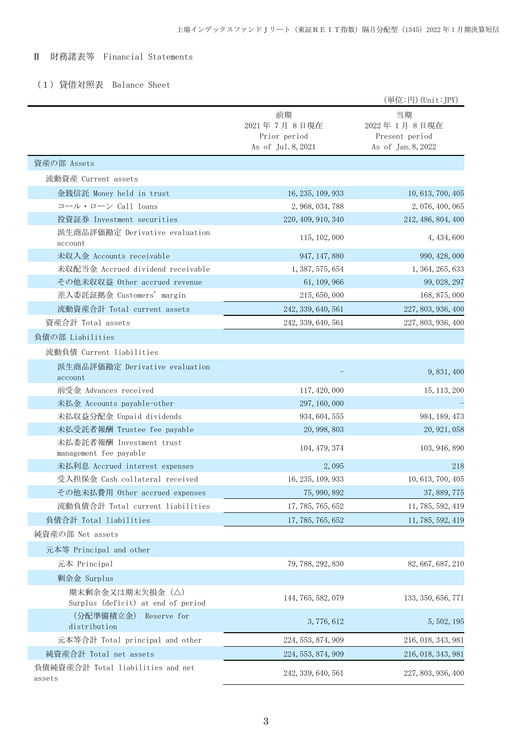## Ⅱ　財務諸表等　Financial Statements

### （１）貸借対照表　Balance Sheet

（単位:円）(Unit:JPY)

| | 前期<br>2021年７月８日現在<br>Prior period<br>As of Jul.8,2021 | 当期<br>2022年１月８日現在<br>Present period<br>As of Jan.8,2022 |
|---|---|---|
| 資産の部 Assets | | |
| 流動資産 Current assets | | |
| 金銭信託 Money held in trust | 16,235,109,933 | 10,613,700,405 |
| コール・ローン Call loans | 2,968,034,788 | 2,076,400,065 |
| 投資証券 Investment securities | 220,409,910,340 | 212,486,804,400 |
| 派生商品評価勘定 Derivative evaluation account | 115,102,000 | 4,434,600 |
| 未収入金 Accounts receivable | 947,147,880 | 990,428,000 |
| 未収配当金 Accrued dividend receivable | 1,387,575,654 | 1,364,265,633 |
| その他未収収益 Other accrued revenue | 61,109,966 | 99,028,297 |
| 差入委託証拠金 Customers' margin | 215,650,000 | 168,875,000 |
| 流動資産合計 Total current assets | 242,339,640,561 | 227,803,936,400 |
| 資産合計 Total assets | 242,339,640,561 | 227,803,936,400 |
| 負債の部 Liabilities | | |
| 流動負債 Current liabilities | | |
| 派生商品評価勘定 Derivative evaluation account | － | 9,831,400 |
| 前受金 Advances received | 117,420,000 | 15,113,200 |
| 未払金 Accounts payable-other | 297,160,000 | － |
| 未払収益分配金 Unpaid dividends | 934,604,555 | 984,189,473 |
| 未払受託者報酬 Trustee fee payable | 20,998,803 | 20,921,058 |
| 未払委託者報酬 Investment trust management fee payable | 104,479,374 | 103,946,890 |
| 未払利息 Accrued interest expenses | 2,095 | 218 |
| 受入担保金 Cash collateral received | 16,235,109,933 | 10,613,700,405 |
| その他未払費用 Other accrued expenses | 75,990,892 | 37,889,775 |
| 流動負債合計 Total current liabilities | 17,785,765,652 | 11,785,592,419 |
| 負債合計 Total liabilities | 17,785,765,652 | 11,785,592,419 |
| 純資産の部 Net assets | | |
| 元本等 Principal and other | | |
| 元本 Principal | 79,788,292,830 | 82,667,687,210 |
| 剰余金 Surplus | | |
| 期末剰余金又は期末欠損金（△）Surplus (deficit) at end of period | 144,765,582,079 | 133,350,656,771 |
| （分配準備積立金） Reserve for distribution | 3,776,612 | 5,502,195 |
| 元本等合計 Total principal and other | 224,553,874,909 | 216,018,343,981 |
| 純資産合計 Total net assets | 224,553,874,909 | 216,018,343,981 |
| 負債純資産合計 Total liabilities and net assets | 242,339,640,561 | 227,803,936,400 |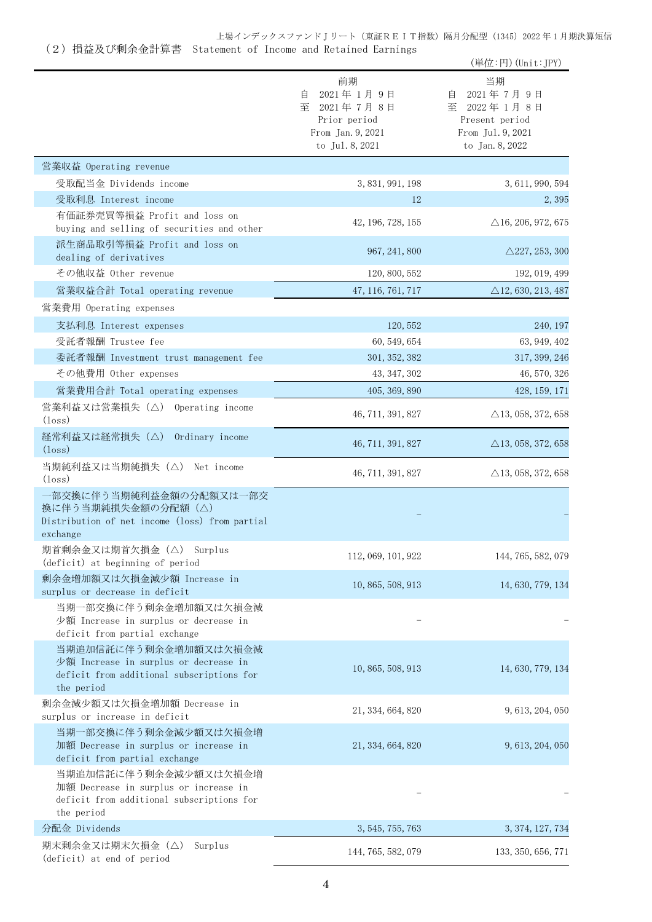## （２）損益及び剰余金計算書　Statement of Income and Retained Earnings

(単位:円)(Unit:JPY)

| | 前期<br>自　2021年１月９日<br>至　2021年７月８日<br>Prior period<br>From Jan. 9, 2021<br>to Jul. 8, 2021 | 当期<br>自　2021年７月９日<br>至　2022年１月８日<br>Present period<br>From Jul. 9, 2021<br>to Jan. 8, 2022 |
|---|---|---|
| 営業収益 Operating revenue | | |
| 受取配当金 Dividends income | 3,831,991,198 | 3,611,990,594 |
| 受取利息 Interest income | 12 | 2,395 |
| 有価証券売買等損益 Profit and loss on buying and selling of securities and other | 42,196,728,155 | △16,206,972,675 |
| 派生商品取引等損益 Profit and loss on dealing of derivatives | 967,241,800 | △227,253,300 |
| その他収益 Other revenue | 120,800,552 | 192,019,499 |
| 営業収益合計 Total operating revenue | 47,116,761,717 | △12,630,213,487 |
| 営業費用 Operating expenses | | |
| 支払利息 Interest expenses | 120,552 | 240,197 |
| 受託者報酬 Trustee fee | 60,549,654 | 63,949,402 |
| 委託者報酬 Investment trust management fee | 301,352,382 | 317,399,246 |
| その他費用 Other expenses | 43,347,302 | 46,570,326 |
| 営業費用合計 Total operating expenses | 405,369,890 | 428,159,171 |
| 営業利益又は営業損失（△） Operating income (loss) | 46,711,391,827 | △13,058,372,658 |
| 経常利益又は経常損失（△） Ordinary income (loss) | 46,711,391,827 | △13,058,372,658 |
| 当期純利益又は当期純損失（△） Net income (loss) | 46,711,391,827 | △13,058,372,658 |
| 一部交換に伴う当期純利益金額の分配額又は一部交換に伴う当期純損失金額の分配額（△）<br>Distribution of net income (loss) from partial exchange | － | － |
| 期首剰余金又は期首欠損金（△） Surplus (deficit) at beginning of period | 112,069,101,922 | 144,765,582,079 |
| 剰余金増加額又は欠損金減少額 Increase in surplus or decrease in deficit | 10,865,508,913 | 14,630,779,134 |
| 当期一部交換に伴う剰余金増加額又は欠損金減少額 Increase in surplus or decrease in deficit from partial exchange | － | － |
| 当期追加信託に伴う剰余金増加額又は欠損金減少額 Increase in surplus or decrease in deficit from additional subscriptions for the period | 10,865,508,913 | 14,630,779,134 |
| 剰余金減少額又は欠損金増加額 Decrease in surplus or increase in deficit | 21,334,664,820 | 9,613,204,050 |
| 当期一部交換に伴う剰余金減少額又は欠損金増加額 Decrease in surplus or increase in deficit from partial exchange | 21,334,664,820 | 9,613,204,050 |
| 当期追加信託に伴う剰余金減少額又は欠損金増加額 Decrease in surplus or increase in deficit from additional subscriptions for the period | － | － |
| 分配金 Dividends | 3,545,755,763 | 3,374,127,734 |
| 期末剰余金又は期末欠損金（△） Surplus (deficit) at end of period | 144,765,582,079 | 133,350,656,771 |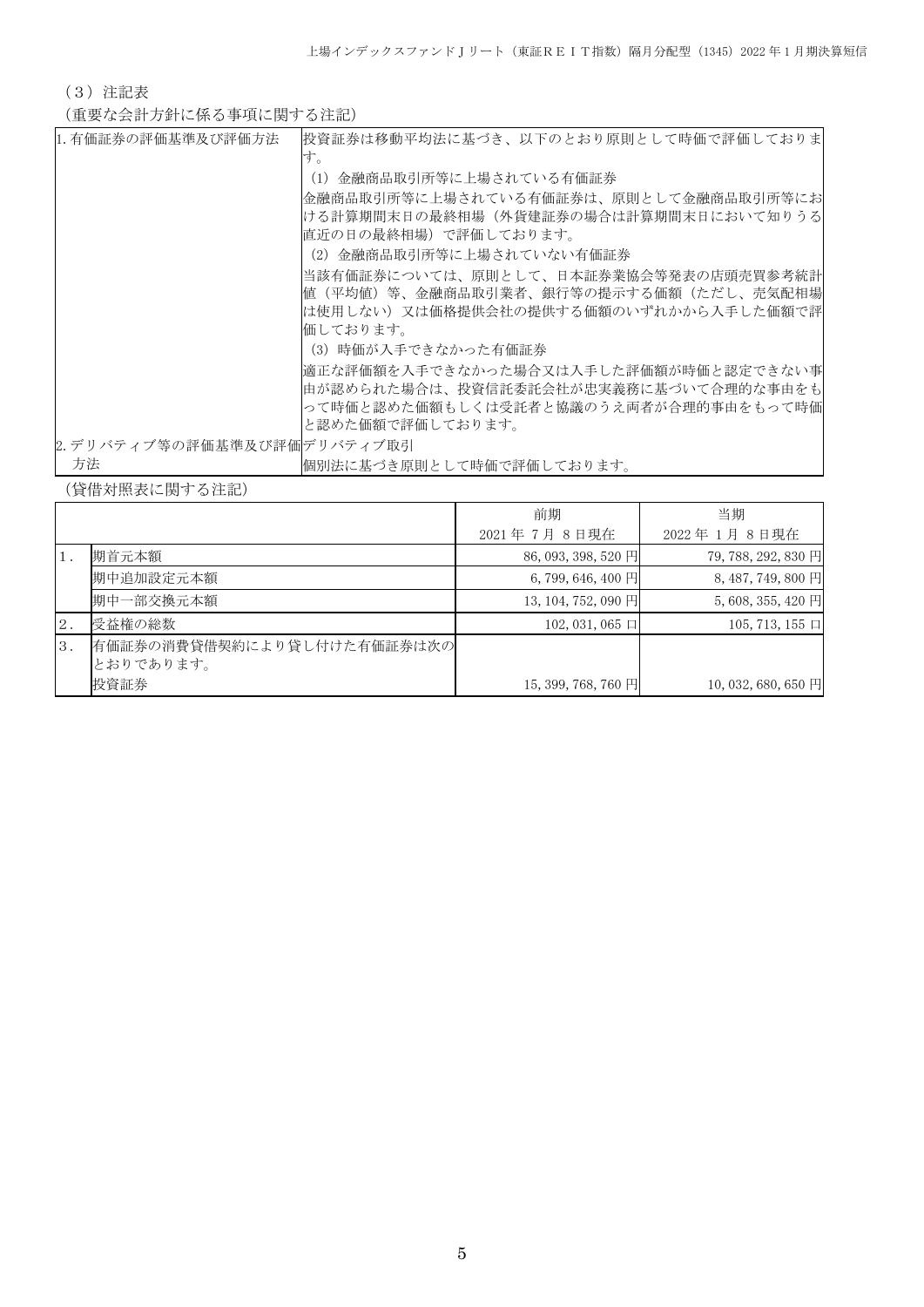（３）注記表

（重要な会計方針に係る事項に関する注記）

| | |
|---|---|
| 1. 有価証券の評価基準及び評価方法 | 投資証券は移動平均法に基づき、以下のとおり原則として時価で評価しております。<br>(1) 金融商品取引所等に上場されている有価証券<br>金融商品取引所等に上場されている有価証券は、原則として金融商品取引所等における計算期間末日の最終相場（外貨建証券の場合は計算期間末日において知りうる直近の日の最終相場）で評価しております。<br>(2) 金融商品取引所等に上場されていない有価証券<br>当該有価証券については、原則として、日本証券業協会等発表の店頭売買参考統計値（平均値）等、金融商品取引業者、銀行等の提示する価額（ただし、売気配相場は使用しない）又は価格提供会社の提供する価額のいずれかから入手した価額で評価しております。<br>(3) 時価が入手できなかった有価証券<br>適正な評価額を入手できなかった場合又は入手した評価額が時価と認定できない事由が認められた場合は、投資信託委託会社が忠実義務に基づいて合理的な事由をもって時価と認めた価額もしくは受託者と協議のうえ両者が合理的事由をもって時価と認めた価額で評価しております。 |
| 2. デリバティブ等の評価基準及び評価方法 | デリバティブ取引<br>個別法に基づき原則として時価で評価しております。 |

（貸借対照表に関する注記）

| | | 前期<br>2021 年 7 月 8 日現在 | 当期<br>2022 年 1 月 8 日現在 |
|---|---|---|---|
| 1. | 期首元本額 | 86, 093, 398, 520 円 | 79, 788, 292, 830 円 |
| | 期中追加設定元本額 | 6, 799, 646, 400 円 | 8, 487, 749, 800 円 |
| | 期中一部交換元本額 | 13, 104, 752, 090 円 | 5, 608, 355, 420 円 |
| 2. | 受益権の総数 | 102, 031, 065 口 | 105, 713, 155 口 |
| 3. | 有価証券の消費貸借契約により貸し付けた有価証券は次のとおりであります。<br>投資証券 | 15, 399, 768, 760 円 | 10, 032, 680, 650 円 |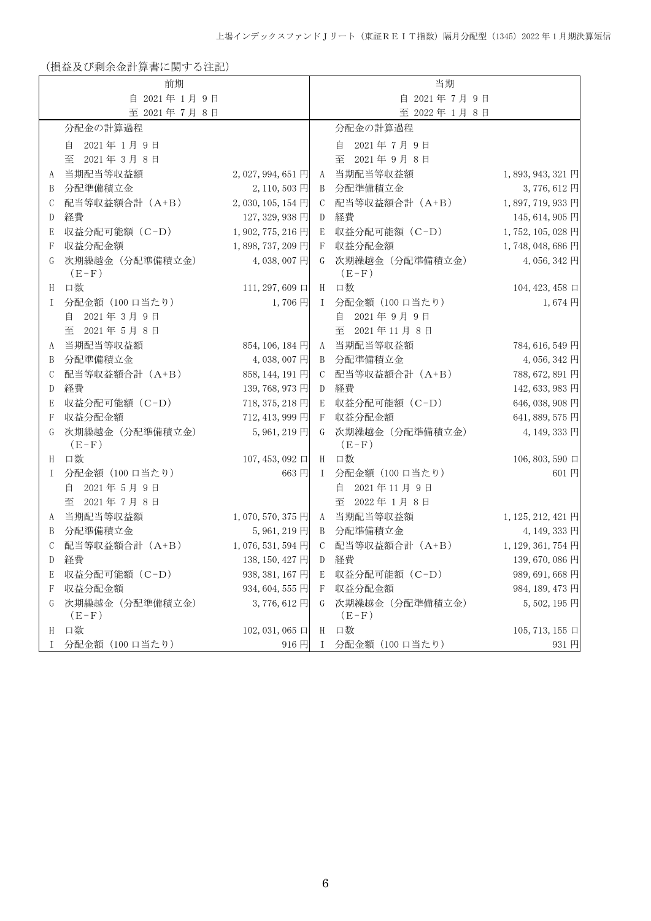(損益及び剰余金計算書に関する注記)

| 前期<br>自 2021年1月9日<br>至 2021年7月8日 | | | 当期<br>自 2021年7月9日<br>至 2022年1月8日 | | |
|---|---|---|---|---|---|
| | 分配金の計算過程 | | | 分配金の計算過程 | |
| | 自 2021年1月9日<br>至 2021年3月8日 | | | 自 2021年7月9日<br>至 2021年9月8日 | |
| A | 当期配当等収益額 | 2,027,994,651円 | A | 当期配当等収益額 | 1,893,943,321円 |
| B | 分配準備積立金 | 2,110,503円 | B | 分配準備積立金 | 3,776,612円 |
| C | 配当等収益額合計（A+B） | 2,030,105,154円 | C | 配当等収益額合計（A+B） | 1,897,719,933円 |
| D | 経費 | 127,329,938円 | D | 経費 | 145,614,905円 |
| E | 収益分配可能額（C-D） | 1,902,775,216円 | E | 収益分配可能額（C-D） | 1,752,105,028円 |
| F | 収益分配金額 | 1,898,737,209円 | F | 収益分配金額 | 1,748,048,686円 |
| G | 次期繰越金（分配準備積立金）（E-F） | 4,038,007円 | G | 次期繰越金（分配準備積立金）（E-F） | 4,056,342円 |
| H | 口数 | 111,297,609口 | H | 口数 | 104,423,458口 |
| I | 分配金額（100口当たり） | 1,706円 | I | 分配金額（100口当たり） | 1,674円 |
| | 自 2021年3月9日<br>至 2021年5月8日 | | | 自 2021年9月9日<br>至 2021年11月8日 | |
| A | 当期配当等収益額 | 854,106,184円 | A | 当期配当等収益額 | 784,616,549円 |
| B | 分配準備積立金 | 4,038,007円 | B | 分配準備積立金 | 4,056,342円 |
| C | 配当等収益額合計（A+B） | 858,144,191円 | C | 配当等収益額合計（A+B） | 788,672,891円 |
| D | 経費 | 139,768,973円 | D | 経費 | 142,633,983円 |
| E | 収益分配可能額（C-D） | 718,375,218円 | E | 収益分配可能額（C-D） | 646,038,908円 |
| F | 収益分配金額 | 712,413,999円 | F | 収益分配金額 | 641,889,575円 |
| G | 次期繰越金（分配準備積立金）（E-F） | 5,961,219円 | G | 次期繰越金（分配準備積立金）（E-F） | 4,149,333円 |
| H | 口数 | 107,453,092口 | H | 口数 | 106,803,590口 |
| I | 分配金額（100口当たり） | 663円 | I | 分配金額（100口当たり） | 601円 |
| | 自 2021年5月9日<br>至 2021年7月8日 | | | 自 2021年11月9日<br>至 2022年1月8日 | |
| A | 当期配当等収益額 | 1,070,570,375円 | A | 当期配当等収益額 | 1,125,212,421円 |
| B | 分配準備積立金 | 5,961,219円 | B | 分配準備積立金 | 4,149,333円 |
| C | 配当等収益額合計（A+B） | 1,076,531,594円 | C | 配当等収益額合計（A+B） | 1,129,361,754円 |
| D | 経費 | 138,150,427円 | D | 経費 | 139,670,086円 |
| E | 収益分配可能額（C-D） | 938,381,167円 | E | 収益分配可能額（C-D） | 989,691,668円 |
| F | 収益分配金額 | 934,604,555円 | F | 収益分配金額 | 984,189,473円 |
| G | 次期繰越金（分配準備積立金）（E-F） | 3,776,612円 | G | 次期繰越金（分配準備積立金）（E-F） | 5,502,195円 |
| H | 口数 | 102,031,065口 | H | 口数 | 105,713,155口 |
| I | 分配金額（100口当たり） | 916円 | I | 分配金額（100口当たり） | 931円 |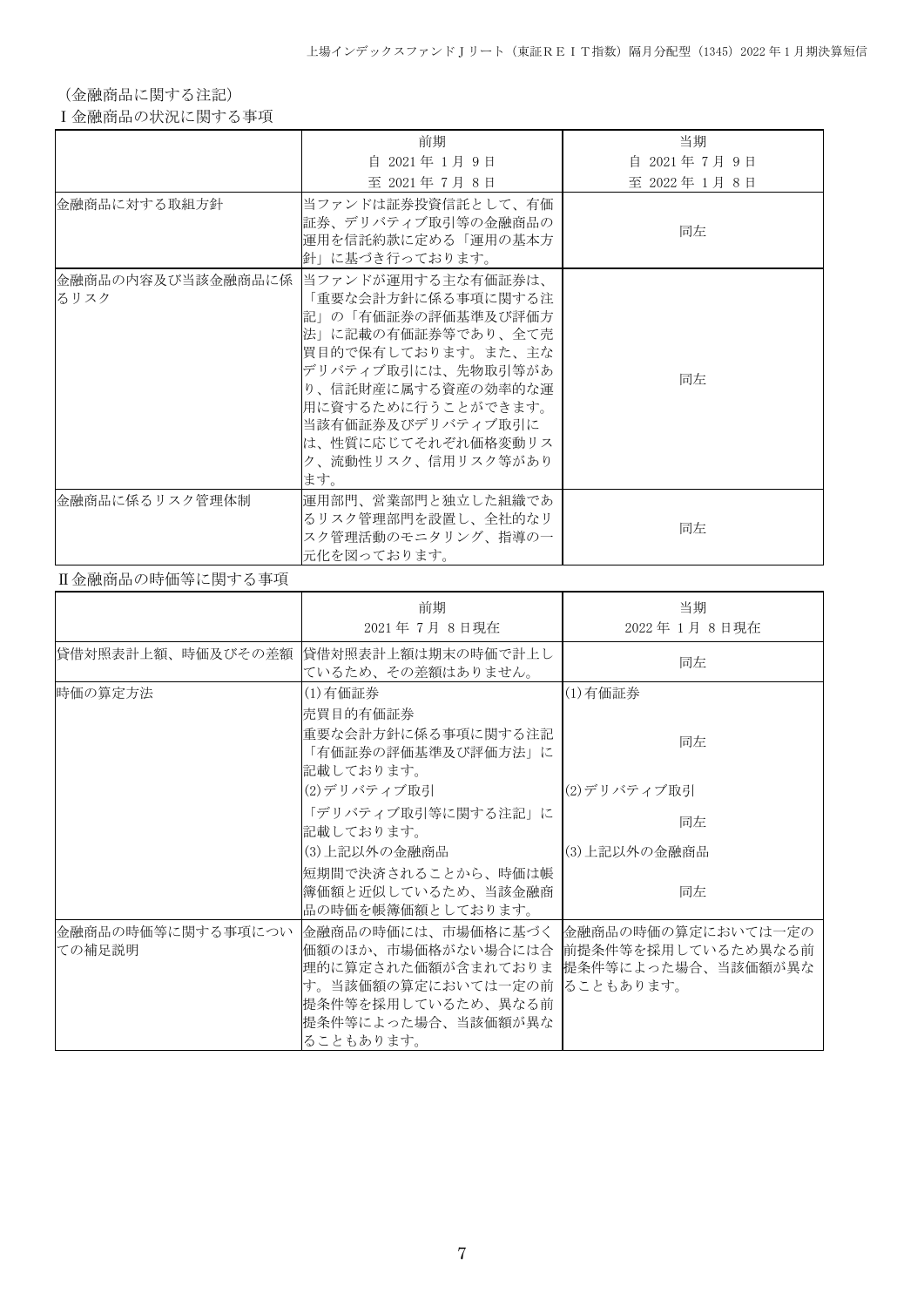（金融商品に関する注記）

Ⅰ金融商品の状況に関する事項

| | 前期<br>自 2021年 1月 9日<br>至 2021年 7月 8日 | 当期<br>自 2021年 7月 9日<br>至 2022年 1月 8日 |
|---|---|---|
| 金融商品に対する取組方針 | 当ファンドは証券投資信託として、有価証券、デリバティブ取引等の金融商品の運用を信託約款に定める「運用の基本方針」に基づき行っております。 | 同左 |
| 金融商品の内容及び当該金融商品に係るリスク | 当ファンドが運用する主な有価証券は、「重要な会計方針に係る事項に関する注記」の「有価証券の評価基準及び評価方法」に記載の有価証券等であり、全て売買目的で保有しております。また、主なデリバティブ取引には、先物取引等があり、信託財産に属する資産の効率的な運用に資するために行うことができます。当該有価証券及びデリバティブ取引には、性質に応じてそれぞれ価格変動リスク、流動性リスク、信用リスク等があります。 | 同左 |
| 金融商品に係るリスク管理体制 | 運用部門、営業部門と独立した組織であるリスク管理部門を設置し、全社的なリスク管理活動のモニタリング、指導の一元化を図っております。 | 同左 |

Ⅱ金融商品の時価等に関する事項

| | 前期<br>2021年 7月 8日現在 | 当期<br>2022年 1月 8日現在 |
|---|---|---|
| 貸借対照表計上額、時価及びその差額 | 貸借対照表計上額は期末の時価で計上しているため、その差額はありません。 | 同左 |
| 時価の算定方法 | (1)有価証券<br>売買目的有価証券<br>重要な会計方針に係る事項に関する注記「有価証券の評価基準及び評価方法」に記載しております。<br>(2)デリバティブ取引<br>「デリバティブ取引等に関する注記」に記載しております。<br>(3)上記以外の金融商品<br>短期間で決済されることから、時価は帳簿価額と近似しているため、当該金融商品の時価を帳簿価額としております。 | (1)有価証券<br>同左<br>(2)デリバティブ取引<br>同左<br>(3)上記以外の金融商品<br>同左 |
| 金融商品の時価等に関する事項についての補足説明 | 金融商品の時価には、市場価格に基づく価額のほか、市場価格がない場合には合理的に算定された価額が含まれております。当該価額の算定においては一定の前提条件等を採用しているため、異なる前提条件等によった場合、当該価額が異なることもあります。 | 金融商品の時価の算定においては一定の前提条件等を採用しているため異なる前提条件等によった場合、当該価額が異なることもあります。 |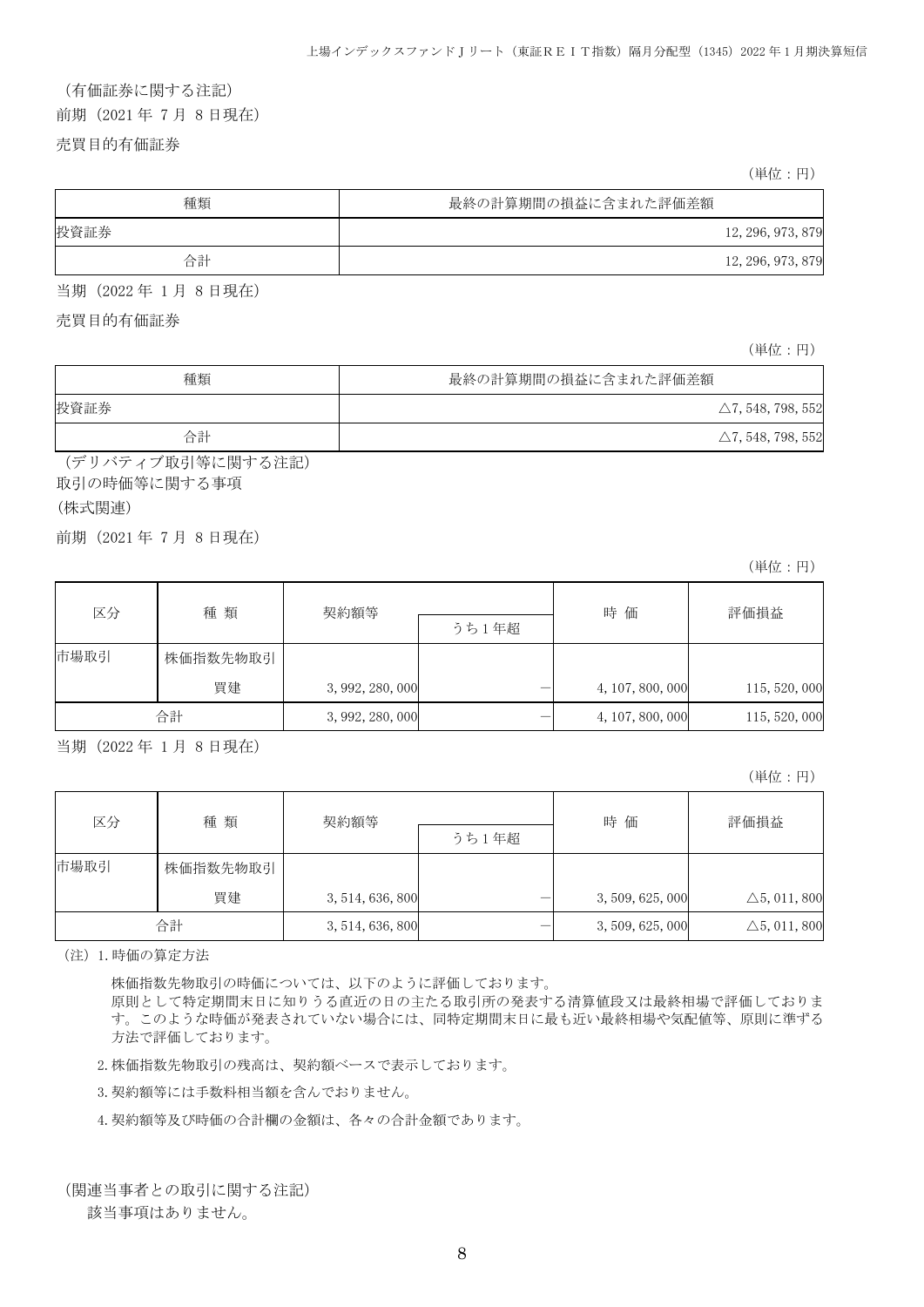（有価証券に関する注記）

前期（2021 年 7 月 8 日現在）

売買目的有価証券

（単位：円）

| 種類 | 最終の計算期間の損益に含まれた評価差額 |
| --- | --- |
| 投資証券 | 12, 296, 973, 879 |
| 合計 | 12, 296, 973, 879 |

当期（2022 年 1 月 8 日現在）

売買目的有価証券

（単位：円）

| 種類 | 最終の計算期間の損益に含まれた評価差額 |
| --- | --- |
| 投資証券 | △7, 548, 798, 552 |
| 合計 | △7, 548, 798, 552 |

（デリバティブ取引等に関する注記）

取引の時価等に関する事項

（株式関連）

前期（2021 年 7 月 8 日現在）

（単位：円）

| 区分 | 種 類 | 契約額等 | | 時 価 | 評価損益 |
| --- | --- | --- | --- | --- | --- |
| | | | うち 1 年超 | | |
| 市場取引 | 株価指数先物取引 | | | | |
| | 買建 | 3, 992, 280, 000 | － | 4, 107, 800, 000 | 115, 520, 000 |
| 合計 | | 3, 992, 280, 000 | － | 4, 107, 800, 000 | 115, 520, 000 |

当期（2022 年 1 月 8 日現在）

（単位：円）

| 区分 | 種 類 | 契約額等 | | 時 価 | 評価損益 |
| --- | --- | --- | --- | --- | --- |
| | | | うち 1 年超 | | |
| 市場取引 | 株価指数先物取引 | | | | |
| | 買建 | 3, 514, 636, 800 | － | 3, 509, 625, 000 | △5, 011, 800 |
| 合計 | | 3, 514, 636, 800 | － | 3, 509, 625, 000 | △5, 011, 800 |

（注）1. 時価の算定方法

株価指数先物取引の時価については、以下のように評価しております。
原則として特定期間末日に知りうる直近の日の主たる取引所の発表する清算値段又は最終相場で評価しております。このような時価が発表されていない場合には、同特定期間末日に最も近い最終相場や気配値等、原則に準ずる方法で評価しております。

2. 株価指数先物取引の残高は、契約額ベースで表示しております。

3. 契約額等には手数料相当額を含んでおりません。

4. 契約額等及び時価の合計欄の金額は、各々の合計金額であります。

（関連当事者との取引に関する注記）

該当事項はありません。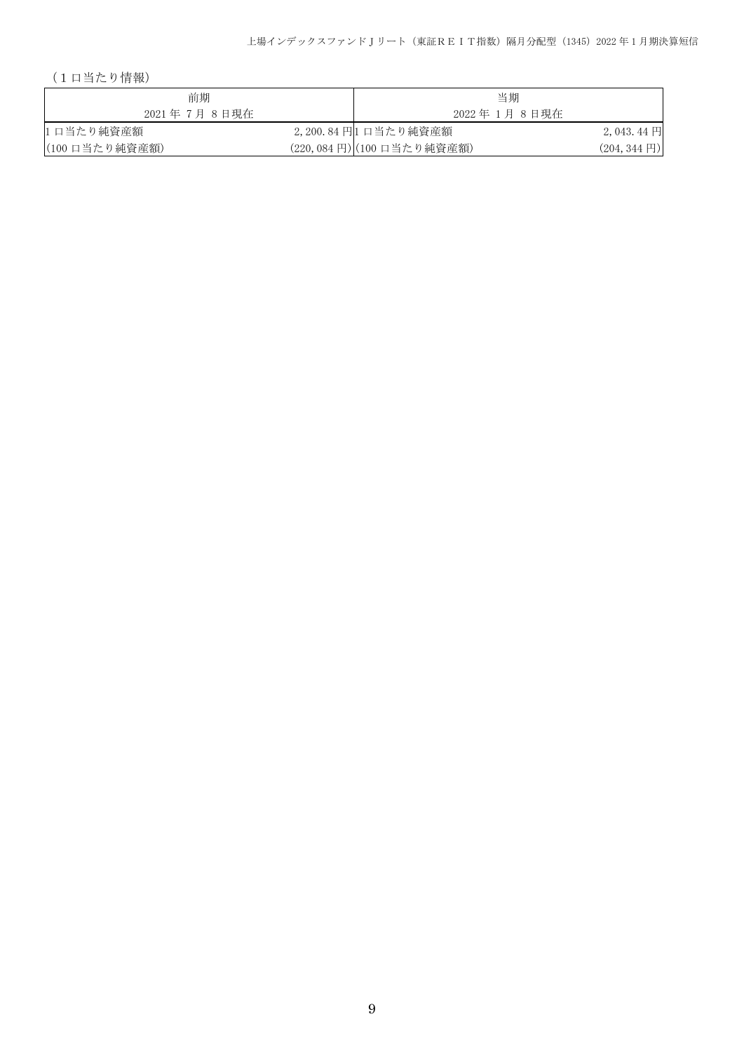（1口当たり情報）

| 前期<br>2021年7月8日現在 | | 当期<br>2022年1月8日現在 | |
|---|---|---|---|
| 1口当たり純資産額 | 2,200.84円 | 1口当たり純資産額 | 2,043.44円 |
| (100口当たり純資産額) | (220,084円) | (100口当たり純資産額) | (204,344円) |